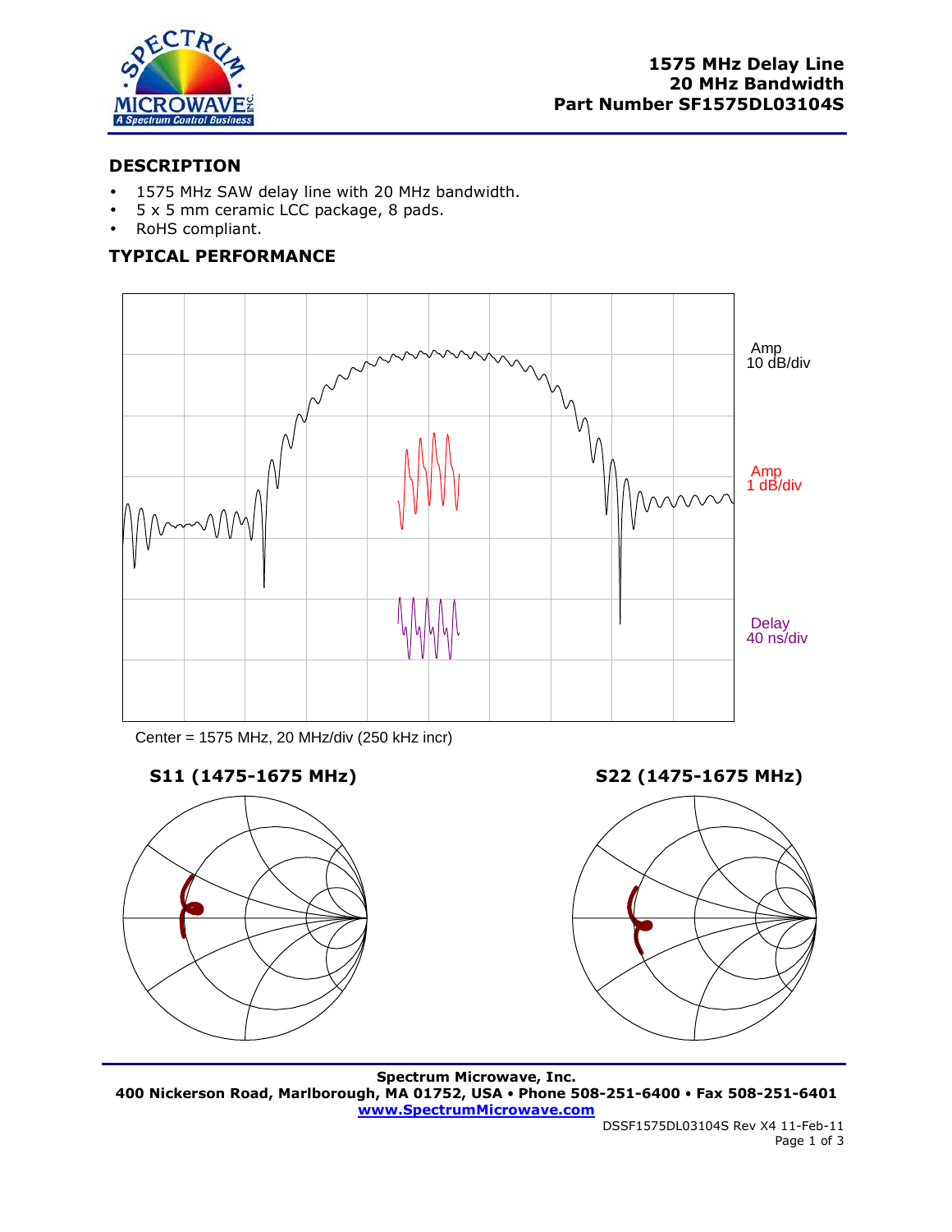**1575 MHz Delay Line**
**20 MHz Bandwidth**
**Part Number SF1575DL03104S**

## DESCRIPTION

- 1575 MHz SAW delay line with 20 MHz bandwidth.
- 5 x 5 mm ceramic LCC package, 8 pads.
- RoHS compliant.

## TYPICAL PERFORMANCE

Amp 10 dB/div

Amp 1 dB/div

Delay 40 ns/div

Center = 1575 MHz, 20 MHz/div (250 kHz incr)

**S11 (1475-1675 MHz)**

**S22 (1475-1675 MHz)**

**Spectrum Microwave, Inc.**
**400 Nickerson Road, Marlborough, MA 01752, USA • Phone 508-251-6400 • Fax 508-251-6401**
**www.SpectrumMicrowave.com**

DSSF1575DL03104S Rev X4 11-Feb-11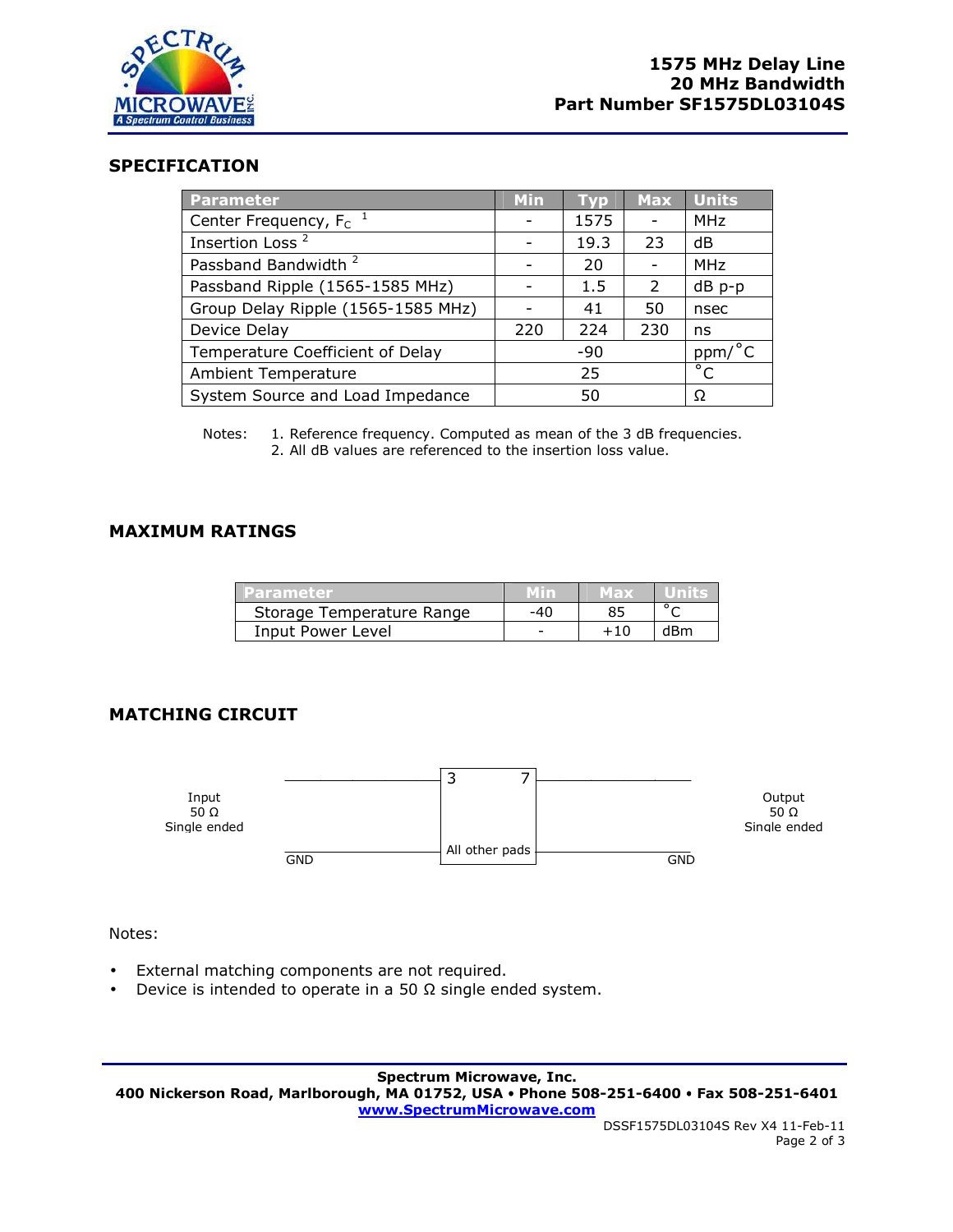# 1575 MHz Delay Line
# 20 MHz Bandwidth
# Part Number SF1575DL03104S

## SPECIFICATION

| Parameter | Min | Typ | Max | Units |
|---|---|---|---|---|
| Center Frequency, $F_C$ [1] | - | 1575 | - | MHz |
| Insertion Loss [2] | - | 19.3 | 23 | dB |
| Passband Bandwidth [2] | - | 20 | - | MHz |
| Passband Ripple (1565-1585 MHz) | - | 1.5 | 2 | dB p-p |
| Group Delay Ripple (1565-1585 MHz) | - | 41 | 50 | nsec |
| Device Delay | 220 | 224 | 230 | ns |
| Temperature Coefficient of Delay | | -90 | | ppm/°C |
| Ambient Temperature | | 25 | | °C |
| System Source and Load Impedance | | 50 | | Ω |

Notes: 1. Reference frequency. Computed as mean of the 3 dB frequencies.
2. All dB values are referenced to the insertion loss value.

## MAXIMUM RATINGS

| Parameter | Min | Max | Units |
|---|---|---|---|
| Storage Temperature Range | -40 | 85 | °C |
| Input Power Level | - | +10 | dBm |

## MATCHING CIRCUIT

Input 50 Ω Single ended — 3 — 7 — Output 50 Ω Single ended

GND — All other pads — GND

Notes:

- External matching components are not required.
- Device is intended to operate in a 50 Ω single ended system.

**Spectrum Microwave, Inc.**
**400 Nickerson Road, Marlborough, MA 01752, USA • Phone 508-251-6400 • Fax 508-251-6401**
**www.SpectrumMicrowave.com**

DSSF1575DL03104S Rev X4 11-Feb-11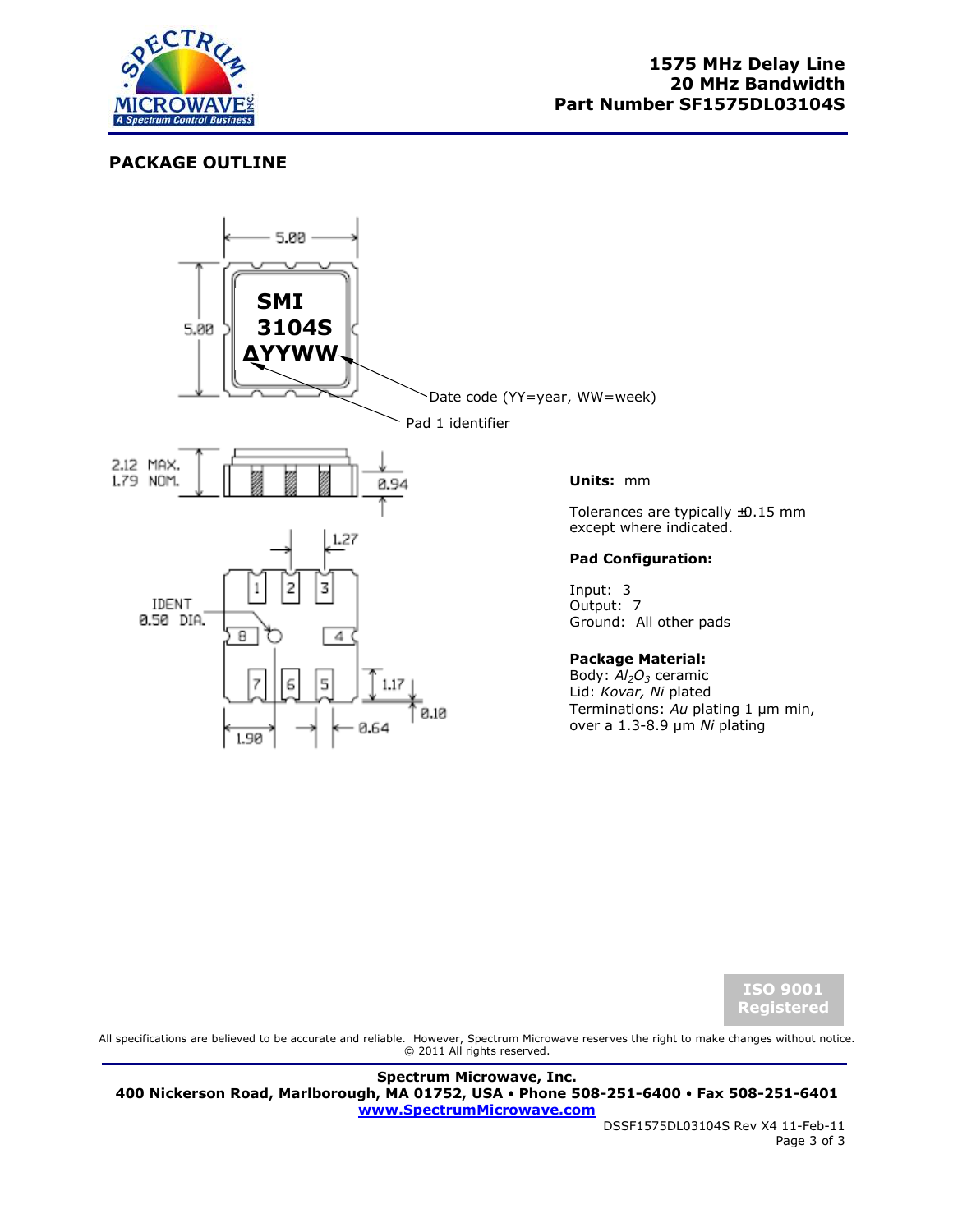**1575 MHz Delay Line**
**20 MHz Bandwidth**
**Part Number SF1575DL03104S**

## PACKAGE OUTLINE

5.00

5.00

SMI
3104S
ΔYYWW

Date code (YY=year, WW=week)

Pad 1 identifier

2.12 MAX.
1.79 NOM.

0.94

1.27

IDENT
0.50 DIA.

1 2 3
8 4
7 6 5

1.17

0.10

1.90

0.64

**Units:** mm

Tolerances are typically ±0.15 mm except where indicated.

**Pad Configuration:**

Input: 3
Output: 7
Ground: All other pads

**Package Material:**
Body: $Al_2O_3$ ceramic
Lid: *Kovar, Ni* plated
Terminations: *Au* plating 1 μm min, over a 1.3-8.9 μm *Ni* plating

ISO 9001 Registered

All specifications are believed to be accurate and reliable. However, Spectrum Microwave reserves the right to make changes without notice.
© 2011 All rights reserved.

**Spectrum Microwave, Inc.**
**400 Nickerson Road, Marlborough, MA 01752, USA • Phone 508-251-6400 • Fax 508-251-6401**
**www.SpectrumMicrowave.com**

DSSF1575DL03104S Rev X4 11-Feb-11